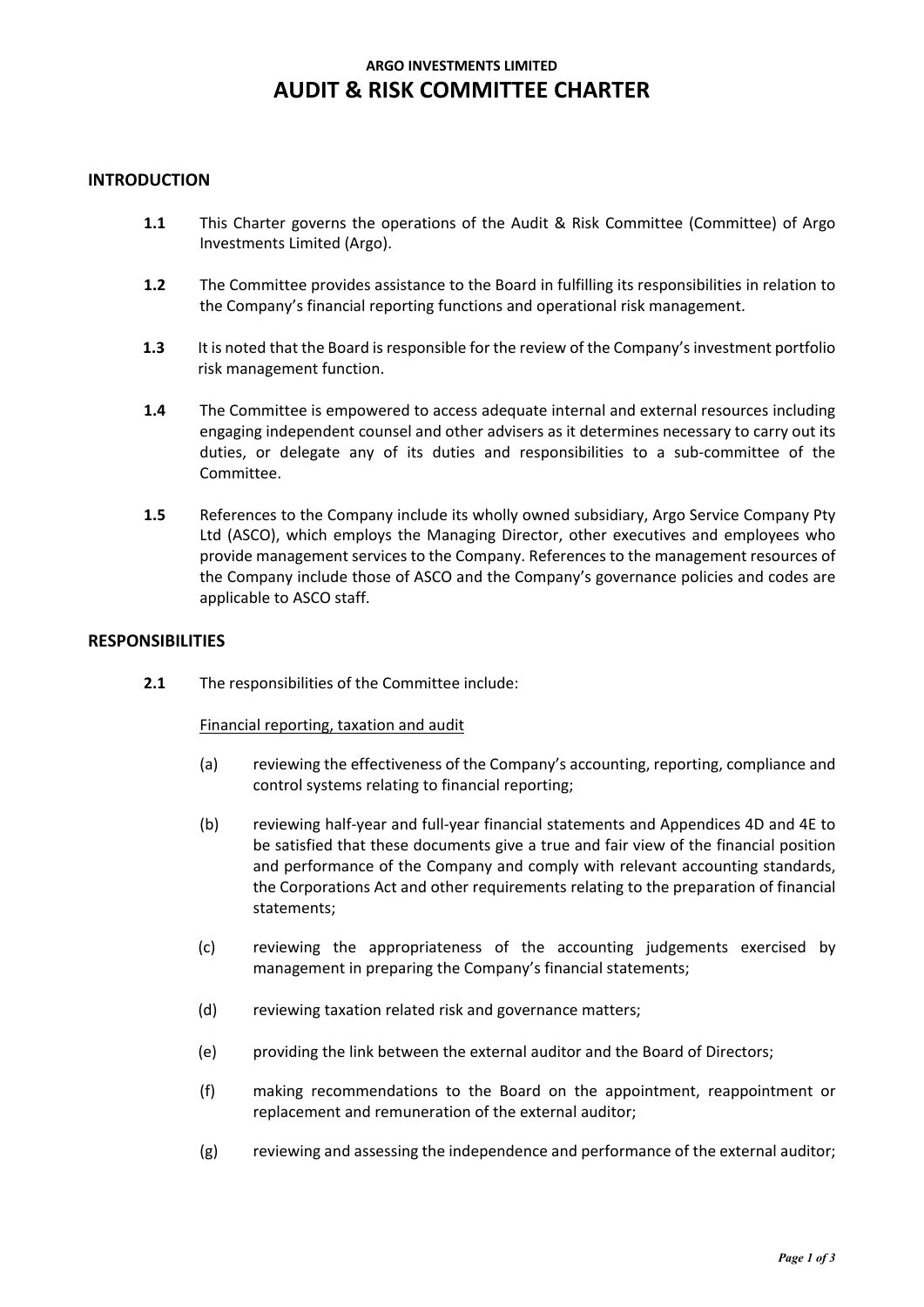# ARGO INVESTMENTS LIMITED
# AUDIT & RISK COMMITTEE CHARTER

## INTRODUCTION

**1.1** This Charter governs the operations of the Audit & Risk Committee (Committee) of Argo Investments Limited (Argo).

**1.2** The Committee provides assistance to the Board in fulfilling its responsibilities in relation to the Company's financial reporting functions and operational risk management.

**1.3** It is noted that the Board is responsible for the review of the Company's investment portfolio risk management function.

**1.4** The Committee is empowered to access adequate internal and external resources including engaging independent counsel and other advisers as it determines necessary to carry out its duties, or delegate any of its duties and responsibilities to a sub-committee of the Committee.

**1.5** References to the Company include its wholly owned subsidiary, Argo Service Company Pty Ltd (ASCO), which employs the Managing Director, other executives and employees who provide management services to the Company. References to the management resources of the Company include those of ASCO and the Company's governance policies and codes are applicable to ASCO staff.

## RESPONSIBILITIES

**2.1** The responsibilities of the Committee include:

Financial reporting, taxation and audit

(a) reviewing the effectiveness of the Company's accounting, reporting, compliance and control systems relating to financial reporting;

(b) reviewing half-year and full-year financial statements and Appendices 4D and 4E to be satisfied that these documents give a true and fair view of the financial position and performance of the Company and comply with relevant accounting standards, the Corporations Act and other requirements relating to the preparation of financial statements;

(c) reviewing the appropriateness of the accounting judgements exercised by management in preparing the Company's financial statements;

(d) reviewing taxation related risk and governance matters;

(e) providing the link between the external auditor and the Board of Directors;

(f) making recommendations to the Board on the appointment, reappointment or replacement and remuneration of the external auditor;

(g) reviewing and assessing the independence and performance of the external auditor;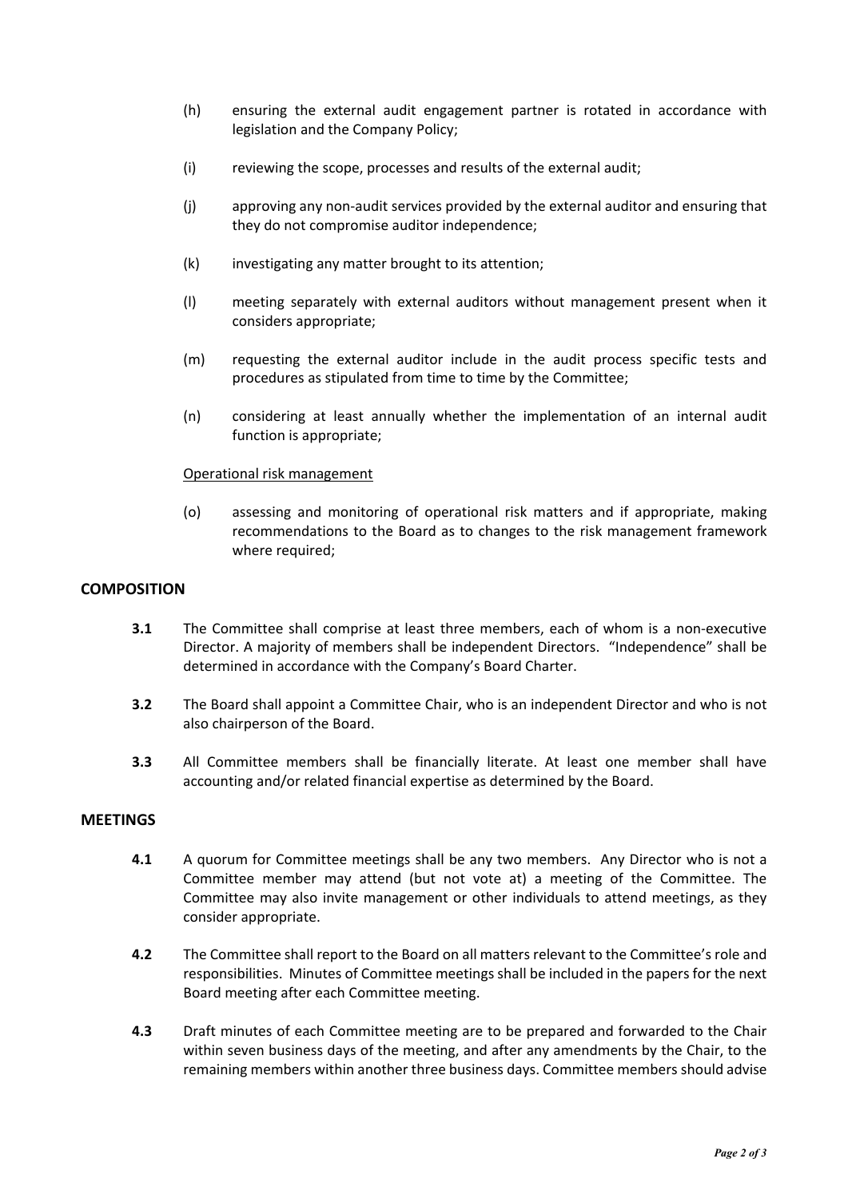(h) ensuring the external audit engagement partner is rotated in accordance with legislation and the Company Policy;

(i) reviewing the scope, processes and results of the external audit;

(j) approving any non-audit services provided by the external auditor and ensuring that they do not compromise auditor independence;

(k) investigating any matter brought to its attention;

(l) meeting separately with external auditors without management present when it considers appropriate;

(m) requesting the external auditor include in the audit process specific tests and procedures as stipulated from time to time by the Committee;

(n) considering at least annually whether the implementation of an internal audit function is appropriate;

<u>Operational risk management</u>

(o) assessing and monitoring of operational risk matters and if appropriate, making recommendations to the Board as to changes to the risk management framework where required;

## COMPOSITION

**3.1** The Committee shall comprise at least three members, each of whom is a non-executive Director. A majority of members shall be independent Directors. "Independence" shall be determined in accordance with the Company's Board Charter.

**3.2** The Board shall appoint a Committee Chair, who is an independent Director and who is not also chairperson of the Board.

**3.3** All Committee members shall be financially literate. At least one member shall have accounting and/or related financial expertise as determined by the Board.

## MEETINGS

**4.1** A quorum for Committee meetings shall be any two members. Any Director who is not a Committee member may attend (but not vote at) a meeting of the Committee. The Committee may also invite management or other individuals to attend meetings, as they consider appropriate.

**4.2** The Committee shall report to the Board on all matters relevant to the Committee's role and responsibilities. Minutes of Committee meetings shall be included in the papers for the next Board meeting after each Committee meeting.

**4.3** Draft minutes of each Committee meeting are to be prepared and forwarded to the Chair within seven business days of the meeting, and after any amendments by the Chair, to the remaining members within another three business days. Committee members should advise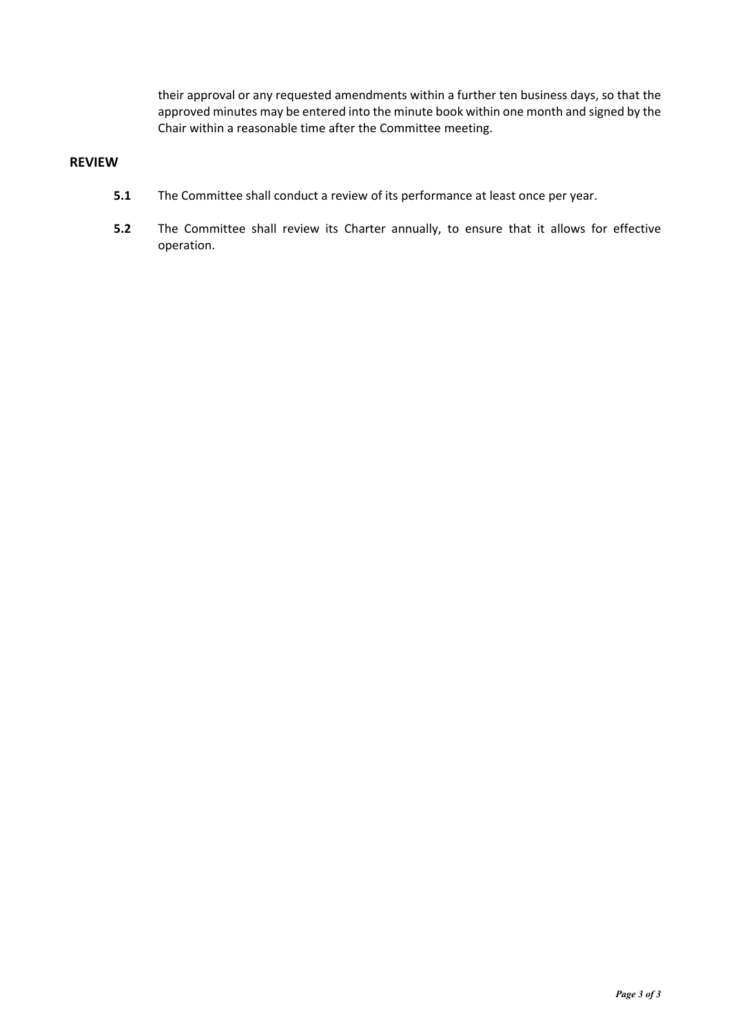their approval or any requested amendments within a further ten business days, so that the approved minutes may be entered into the minute book within one month and signed by the Chair within a reasonable time after the Committee meeting.

## REVIEW

**5.1** The Committee shall conduct a review of its performance at least once per year.

**5.2** The Committee shall review its Charter annually, to ensure that it allows for effective operation.